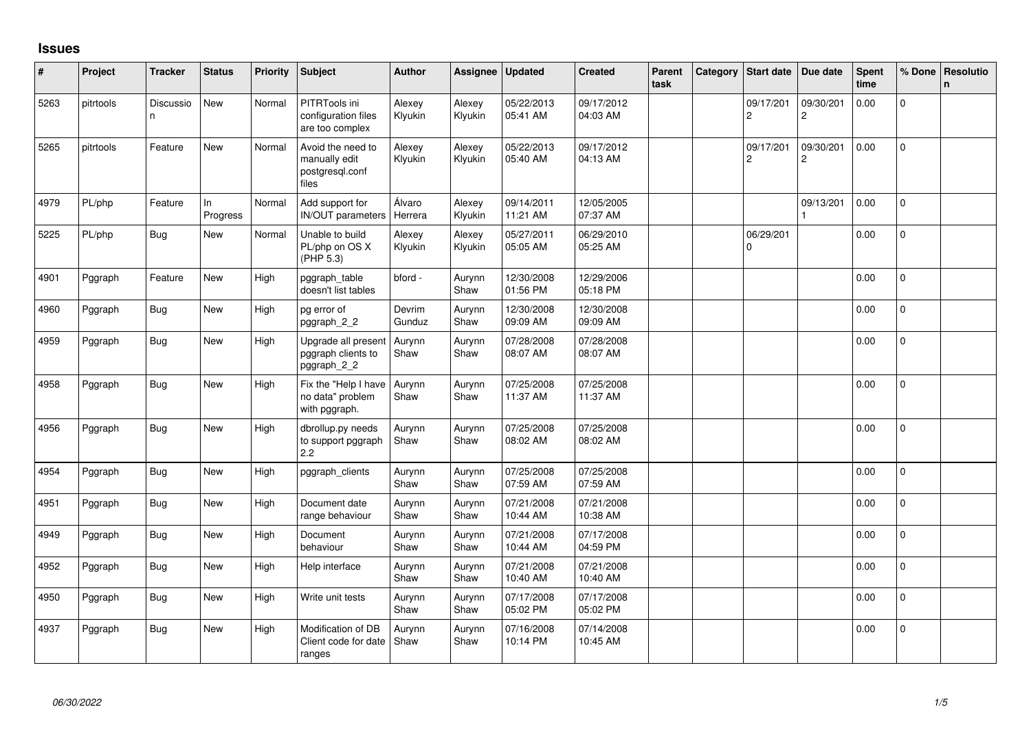# Issues

| # | Project | Tracker | Status | Priority | Subject | Author | Assignee | Updated | Created | Parent task | Category | Start date | Due date | Spent time | % Done | Resolution |
|---|---|---|---|---|---|---|---|---|---|---|---|---|---|---|---|---|
| 5263 | pitrtools | Discussion | New | Normal | PITRTools ini configuration files are too complex | Alexey Klyukin | Alexey Klyukin | 05/22/2013 05:41 AM | 09/17/2012 04:03 AM | | | 09/17/2012 | 09/30/2012 | 0.00 | 0 | |
| 5265 | pitrtools | Feature | New | Normal | Avoid the need to manually edit postgresql.conf files | Alexey Klyukin | Alexey Klyukin | 05/22/2013 05:40 AM | 09/17/2012 04:13 AM | | | 09/17/2012 | 09/30/2012 | 0.00 | 0 | |
| 4979 | PL/php | Feature | In Progress | Normal | Add support for IN/OUT parameters | Álvaro Herrera | Alexey Klyukin | 09/14/2011 11:21 AM | 12/05/2005 07:37 AM | | | | 09/13/2011 | 0.00 | 0 | |
| 5225 | PL/php | Bug | New | Normal | Unable to build PL/php on OS X (PHP 5.3) | Alexey Klyukin | Alexey Klyukin | 05/27/2011 05:05 AM | 06/29/2010 05:25 AM | | | 06/29/2010 | | 0.00 | 0 | |
| 4901 | Pggraph | Feature | New | High | pggraph_table doesn't list tables | bford - | Aurynn Shaw | 12/30/2008 01:56 PM | 12/29/2006 05:18 PM | | | | | 0.00 | 0 | |
| 4960 | Pggraph | Bug | New | High | pg error of pggraph_2_2 | Devrim Gunduz | Aurynn Shaw | 12/30/2008 09:09 AM | 12/30/2008 09:09 AM | | | | | 0.00 | 0 | |
| 4959 | Pggraph | Bug | New | High | Upgrade all present pggraph clients to pggraph_2_2 | Aurynn Shaw | Aurynn Shaw | 07/28/2008 08:07 AM | 07/28/2008 08:07 AM | | | | | 0.00 | 0 | |
| 4958 | Pggraph | Bug | New | High | Fix the "Help I have no data" problem with pggraph. | Aurynn Shaw | Aurynn Shaw | 07/25/2008 11:37 AM | 07/25/2008 11:37 AM | | | | | 0.00 | 0 | |
| 4956 | Pggraph | Bug | New | High | dbrollup.py needs to support pggraph 2.2 | Aurynn Shaw | Aurynn Shaw | 07/25/2008 08:02 AM | 07/25/2008 08:02 AM | | | | | 0.00 | 0 | |
| 4954 | Pggraph | Bug | New | High | pggraph_clients | Aurynn Shaw | Aurynn Shaw | 07/25/2008 07:59 AM | 07/25/2008 07:59 AM | | | | | 0.00 | 0 | |
| 4951 | Pggraph | Bug | New | High | Document date range behaviour | Aurynn Shaw | Aurynn Shaw | 07/21/2008 10:44 AM | 07/21/2008 10:38 AM | | | | | 0.00 | 0 | |
| 4949 | Pggraph | Bug | New | High | Document behaviour | Aurynn Shaw | Aurynn Shaw | 07/21/2008 10:44 AM | 07/17/2008 04:59 PM | | | | | 0.00 | 0 | |
| 4952 | Pggraph | Bug | New | High | Help interface | Aurynn Shaw | Aurynn Shaw | 07/21/2008 10:40 AM | 07/21/2008 10:40 AM | | | | | 0.00 | 0 | |
| 4950 | Pggraph | Bug | New | High | Write unit tests | Aurynn Shaw | Aurynn Shaw | 07/17/2008 05:02 PM | 07/17/2008 05:02 PM | | | | | 0.00 | 0 | |
| 4937 | Pggraph | Bug | New | High | Modification of DB Client code for date ranges | Aurynn Shaw | Aurynn Shaw | 07/16/2008 10:14 PM | 07/14/2008 10:45 AM | | | | | 0.00 | 0 | |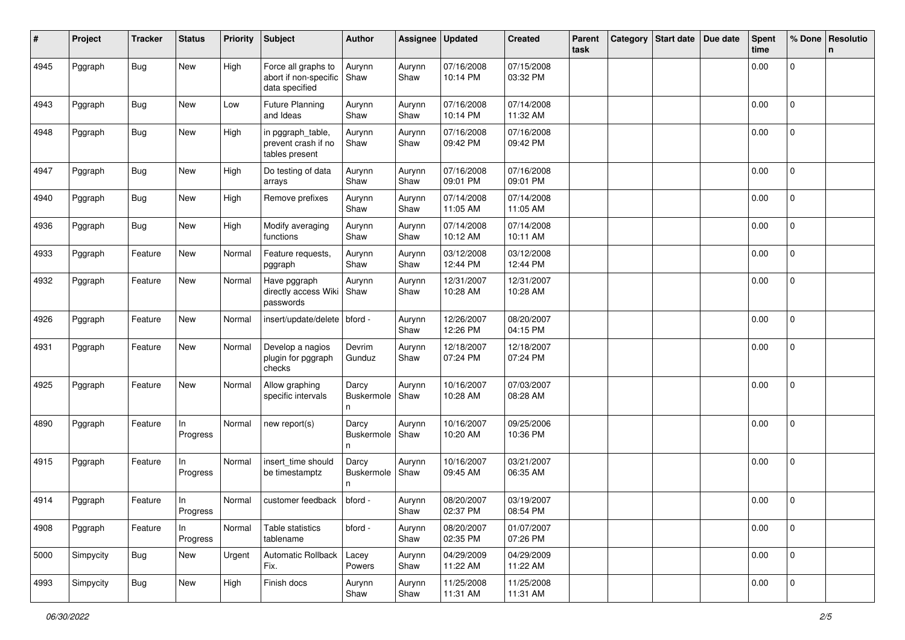| # | Project | Tracker | Status | Priority | Subject | Author | Assignee | Updated | Created | Parent task | Category | Start date | Due date | Spent time | % Done | Resolution |
|---|---|---|---|---|---|---|---|---|---|---|---|---|---|---|---|---|
| 4945 | Pggraph | Bug | New | High | Force all graphs to abort if non-specific data specified | Aurynn Shaw | Aurynn Shaw | 07/16/2008 10:14 PM | 07/15/2008 03:32 PM | | | | | 0.00 | 0 | |
| 4943 | Pggraph | Bug | New | Low | Future Planning and Ideas | Aurynn Shaw | Aurynn Shaw | 07/16/2008 10:14 PM | 07/14/2008 11:32 AM | | | | | 0.00 | 0 | |
| 4948 | Pggraph | Bug | New | High | in pggraph_table, prevent crash if no tables present | Aurynn Shaw | Aurynn Shaw | 07/16/2008 09:42 PM | 07/16/2008 09:42 PM | | | | | 0.00 | 0 | |
| 4947 | Pggraph | Bug | New | High | Do testing of data arrays | Aurynn Shaw | Aurynn Shaw | 07/16/2008 09:01 PM | 07/16/2008 09:01 PM | | | | | 0.00 | 0 | |
| 4940 | Pggraph | Bug | New | High | Remove prefixes | Aurynn Shaw | Aurynn Shaw | 07/14/2008 11:05 AM | 07/14/2008 11:05 AM | | | | | 0.00 | 0 | |
| 4936 | Pggraph | Bug | New | High | Modify averaging functions | Aurynn Shaw | Aurynn Shaw | 07/14/2008 10:12 AM | 07/14/2008 10:11 AM | | | | | 0.00 | 0 | |
| 4933 | Pggraph | Feature | New | Normal | Feature requests, pggraph | Aurynn Shaw | Aurynn Shaw | 03/12/2008 12:44 PM | 03/12/2008 12:44 PM | | | | | 0.00 | 0 | |
| 4932 | Pggraph | Feature | New | Normal | Have pggraph directly access Wiki passwords | Aurynn Shaw | Aurynn Shaw | 12/31/2007 10:28 AM | 12/31/2007 10:28 AM | | | | | 0.00 | 0 | |
| 4926 | Pggraph | Feature | New | Normal | insert/update/delete | bford - | Aurynn Shaw | 12/26/2007 12:26 PM | 08/20/2007 04:15 PM | | | | | 0.00 | 0 | |
| 4931 | Pggraph | Feature | New | Normal | Develop a nagios plugin for pggraph checks | Devrim Gunduz | Aurynn Shaw | 12/18/2007 07:24 PM | 12/18/2007 07:24 PM | | | | | 0.00 | 0 | |
| 4925 | Pggraph | Feature | New | Normal | Allow graphing specific intervals | Darcy Buskermolen | Aurynn Shaw | 10/16/2007 10:28 AM | 07/03/2007 08:28 AM | | | | | 0.00 | 0 | |
| 4890 | Pggraph | Feature | In Progress | Normal | new report(s) | Darcy Buskermolen | Aurynn Shaw | 10/16/2007 10:20 AM | 09/25/2006 10:36 PM | | | | | 0.00 | 0 | |
| 4915 | Pggraph | Feature | In Progress | Normal | insert_time should be timestamptz | Darcy Buskermolen | Aurynn Shaw | 10/16/2007 09:45 AM | 03/21/2007 06:35 AM | | | | | 0.00 | 0 | |
| 4914 | Pggraph | Feature | In Progress | Normal | customer feedback | bford - | Aurynn Shaw | 08/20/2007 02:37 PM | 03/19/2007 08:54 PM | | | | | 0.00 | 0 | |
| 4908 | Pggraph | Feature | In Progress | Normal | Table statistics tablename | bford - | Aurynn Shaw | 08/20/2007 02:35 PM | 01/07/2007 07:26 PM | | | | | 0.00 | 0 | |
| 5000 | Simpycity | Bug | New | Urgent | Automatic Rollback Fix. | Lacey Powers | Aurynn Shaw | 04/29/2009 11:22 AM | 04/29/2009 11:22 AM | | | | | 0.00 | 0 | |
| 4993 | Simpycity | Bug | New | High | Finish docs | Aurynn Shaw | Aurynn Shaw | 11/25/2008 11:31 AM | 11/25/2008 11:31 AM | | | | | 0.00 | 0 | |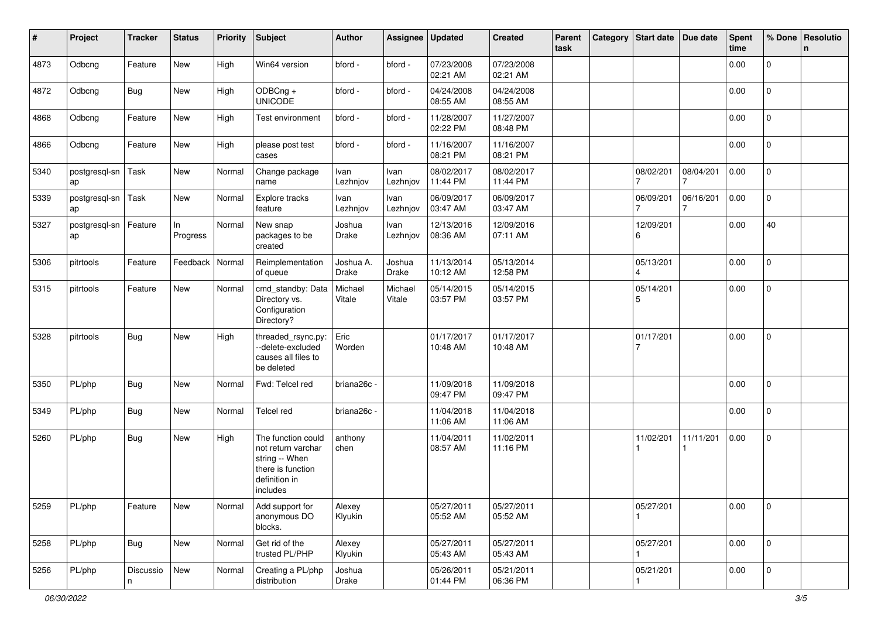| # | Project | Tracker | Status | Priority | Subject | Author | Assignee | Updated | Created | Parent task | Category | Start date | Due date | Spent time | % Done | Resolution |
|---|---|---|---|---|---|---|---|---|---|---|---|---|---|---|---|---|
| 4873 | Odbcng | Feature | New | High | Win64 version | bford - | bford - | 07/23/2008 02:21 AM | 07/23/2008 02:21 AM | | | | | 0.00 | 0 | |
| 4872 | Odbcng | Bug | New | High | ODBCng + UNICODE | bford - | bford - | 04/24/2008 08:55 AM | 04/24/2008 08:55 AM | | | | | 0.00 | 0 | |
| 4868 | Odbcng | Feature | New | High | Test environment | bford - | bford - | 11/28/2007 02:22 PM | 11/27/2007 08:48 PM | | | | | 0.00 | 0 | |
| 4866 | Odbcng | Feature | New | High | please post test cases | bford - | bford - | 11/16/2007 08:21 PM | 11/16/2007 08:21 PM | | | | | 0.00 | 0 | |
| 5340 | postgresql-snap | Task | New | Normal | Change package name | Ivan Lezhnjov | Ivan Lezhnjov | 08/02/2017 11:44 PM | 08/02/2017 11:44 PM | | | 08/02/2017 | 08/04/2017 | 0.00 | 0 | |
| 5339 | postgresql-snap | Task | New | Normal | Explore tracks feature | Ivan Lezhnjov | Ivan Lezhnjov | 06/09/2017 03:47 AM | 06/09/2017 03:47 AM | | | 06/09/2017 | 06/16/2017 | 0.00 | 0 | |
| 5327 | postgresql-snap | Feature | In Progress | Normal | New snap packages to be created | Joshua Drake | Ivan Lezhnjov | 12/13/2016 08:36 AM | 12/09/2016 07:11 AM | | | 12/09/2016 | | 0.00 | 40 | |
| 5306 | pitrtools | Feature | Feedback | Normal | Reimplementation of queue | Joshua A. Drake | Joshua Drake | 11/13/2014 10:12 AM | 05/13/2014 12:58 PM | | | 05/13/2014 | | 0.00 | 0 | |
| 5315 | pitrtools | Feature | New | Normal | cmd_standby: Data Directory vs. Configuration Directory? | Michael Vitale | Michael Vitale | 05/14/2015 03:57 PM | 05/14/2015 03:57 PM | | | 05/14/2015 | | 0.00 | 0 | |
| 5328 | pitrtools | Bug | New | High | threaded_rsync.py: --delete-excluded causes all files to be deleted | Eric Worden | | 01/17/2017 10:48 AM | 01/17/2017 10:48 AM | | | 01/17/2017 | | 0.00 | 0 | |
| 5350 | PL/php | Bug | New | Normal | Fwd: Telcel red | briana26c - | | 11/09/2018 09:47 PM | 11/09/2018 09:47 PM | | | | | 0.00 | 0 | |
| 5349 | PL/php | Bug | New | Normal | Telcel red | briana26c - | | 11/04/2018 11:06 AM | 11/04/2018 11:06 AM | | | | | 0.00 | 0 | |
| 5260 | PL/php | Bug | New | High | The function could not return varchar string -- When there is function definition in includes | anthony chen | | 11/04/2011 08:57 AM | 11/02/2011 11:16 PM | | | 11/02/2011 | 11/11/2011 | 0.00 | 0 | |
| 5259 | PL/php | Feature | New | Normal | Add support for anonymous DO blocks. | Alexey Klyukin | | 05/27/2011 05:52 AM | 05/27/2011 05:52 AM | | | 05/27/2011 | | 0.00 | 0 | |
| 5258 | PL/php | Bug | New | Normal | Get rid of the trusted PL/PHP | Alexey Klyukin | | 05/27/2011 05:43 AM | 05/27/2011 05:43 AM | | | 05/27/2011 | | 0.00 | 0 | |
| 5256 | PL/php | Discussion | New | Normal | Creating a PL/php distribution | Joshua Drake | | 05/26/2011 01:44 PM | 05/21/2011 06:36 PM | | | 05/21/2011 | | 0.00 | 0 | |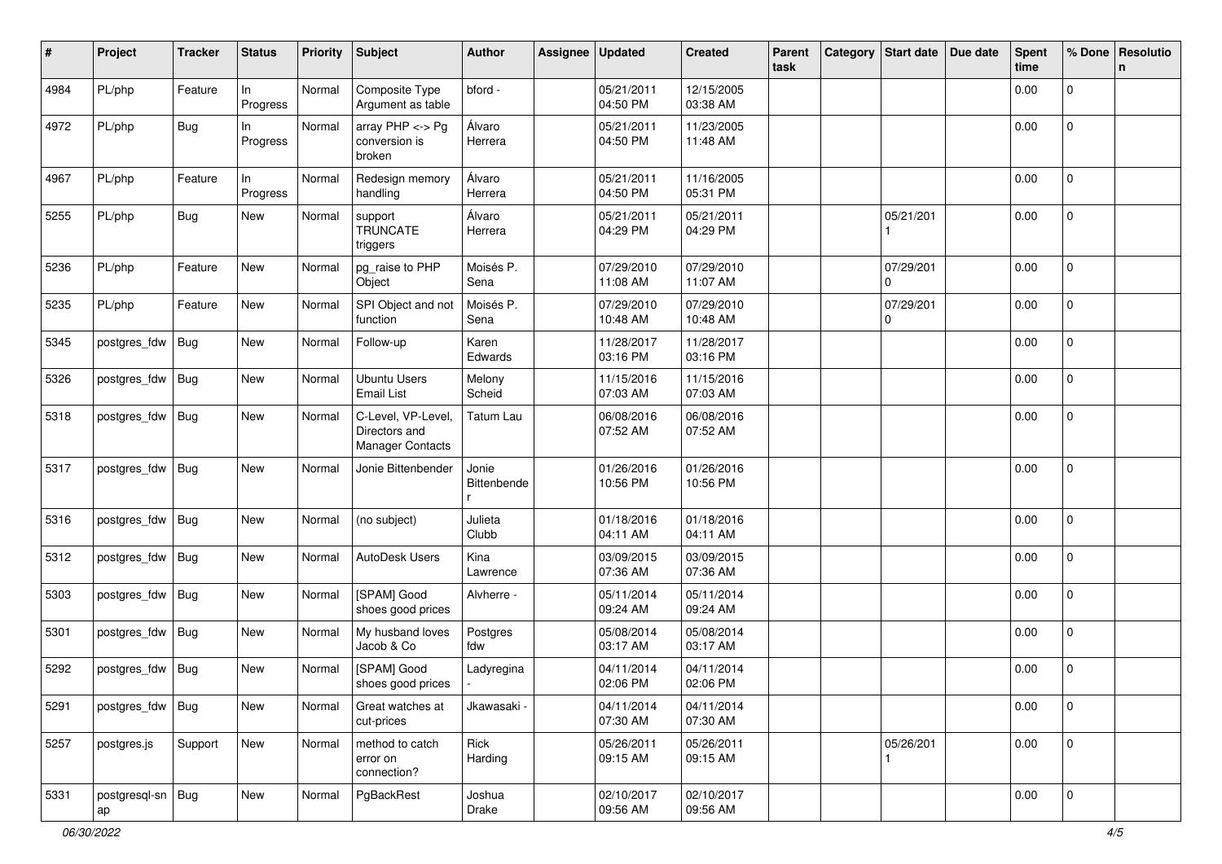| # | Project | Tracker | Status | Priority | Subject | Author | Assignee | Updated | Created | Parent task | Category | Start date | Due date | Spent time | % Done | Resolution |
|---|---|---|---|---|---|---|---|---|---|---|---|---|---|---|---|---|
| 4984 | PL/php | Feature | In Progress | Normal | Composite Type Argument as table | bford - | | 05/21/2011 04:50 PM | 12/15/2005 03:38 AM | | | | | 0.00 | 0 | |
| 4972 | PL/php | Bug | In Progress | Normal | array PHP <-> Pg conversion is broken | Álvaro Herrera | | 05/21/2011 04:50 PM | 11/23/2005 11:48 AM | | | | | 0.00 | 0 | |
| 4967 | PL/php | Feature | In Progress | Normal | Redesign memory handling | Álvaro Herrera | | 05/21/2011 04:50 PM | 11/16/2005 05:31 PM | | | | | 0.00 | 0 | |
| 5255 | PL/php | Bug | New | Normal | support TRUNCATE triggers | Álvaro Herrera | | 05/21/2011 04:29 PM | 05/21/2011 04:29 PM | | | 05/21/2011 | | 0.00 | 0 | |
| 5236 | PL/php | Feature | New | Normal | pg_raise to PHP Object | Moisés P. Sena | | 07/29/2010 11:08 AM | 07/29/2010 11:07 AM | | | 07/29/2010 | | 0.00 | 0 | |
| 5235 | PL/php | Feature | New | Normal | SPI Object and not function | Moisés P. Sena | | 07/29/2010 10:48 AM | 07/29/2010 10:48 AM | | | 07/29/2010 | | 0.00 | 0 | |
| 5345 | postgres_fdw | Bug | New | Normal | Follow-up | Karen Edwards | | 11/28/2017 03:16 PM | 11/28/2017 03:16 PM | | | | | 0.00 | 0 | |
| 5326 | postgres_fdw | Bug | New | Normal | Ubuntu Users Email List | Melony Scheid | | 11/15/2016 07:03 AM | 11/15/2016 07:03 AM | | | | | 0.00 | 0 | |
| 5318 | postgres_fdw | Bug | New | Normal | C-Level, VP-Level, Directors and Manager Contacts | Tatum Lau | | 06/08/2016 07:52 AM | 06/08/2016 07:52 AM | | | | | 0.00 | 0 | |
| 5317 | postgres_fdw | Bug | New | Normal | Jonie Bittenbender | Jonie Bittenbender | | 01/26/2016 10:56 PM | 01/26/2016 10:56 PM | | | | | 0.00 | 0 | |
| 5316 | postgres_fdw | Bug | New | Normal | (no subject) | Julieta Clubb | | 01/18/2016 04:11 AM | 01/18/2016 04:11 AM | | | | | 0.00 | 0 | |
| 5312 | postgres_fdw | Bug | New | Normal | AutoDesk Users | Kina Lawrence | | 03/09/2015 07:36 AM | 03/09/2015 07:36 AM | | | | | 0.00 | 0 | |
| 5303 | postgres_fdw | Bug | New | Normal | [SPAM] Good shoes good prices | Alvherre - | | 05/11/2014 09:24 AM | 05/11/2014 09:24 AM | | | | | 0.00 | 0 | |
| 5301 | postgres_fdw | Bug | New | Normal | My husband loves Jacob & Co | Postgres fdw | | 05/08/2014 03:17 AM | 05/08/2014 03:17 AM | | | | | 0.00 | 0 | |
| 5292 | postgres_fdw | Bug | New | Normal | [SPAM] Good shoes good prices | Ladyregina - | | 04/11/2014 02:06 PM | 04/11/2014 02:06 PM | | | | | 0.00 | 0 | |
| 5291 | postgres_fdw | Bug | New | Normal | Great watches at cut-prices | Jkawasaki - | | 04/11/2014 07:30 AM | 04/11/2014 07:30 AM | | | | | 0.00 | 0 | |
| 5257 | postgres.js | Support | New | Normal | method to catch error on connection? | Rick Harding | | 05/26/2011 09:15 AM | 05/26/2011 09:15 AM | | | 05/26/2011 | | 0.00 | 0 | |
| 5331 | postgresql-snap | Bug | New | Normal | PgBackRest | Joshua Drake | | 02/10/2017 09:56 AM | 02/10/2017 09:56 AM | | | | | 0.00 | 0 | |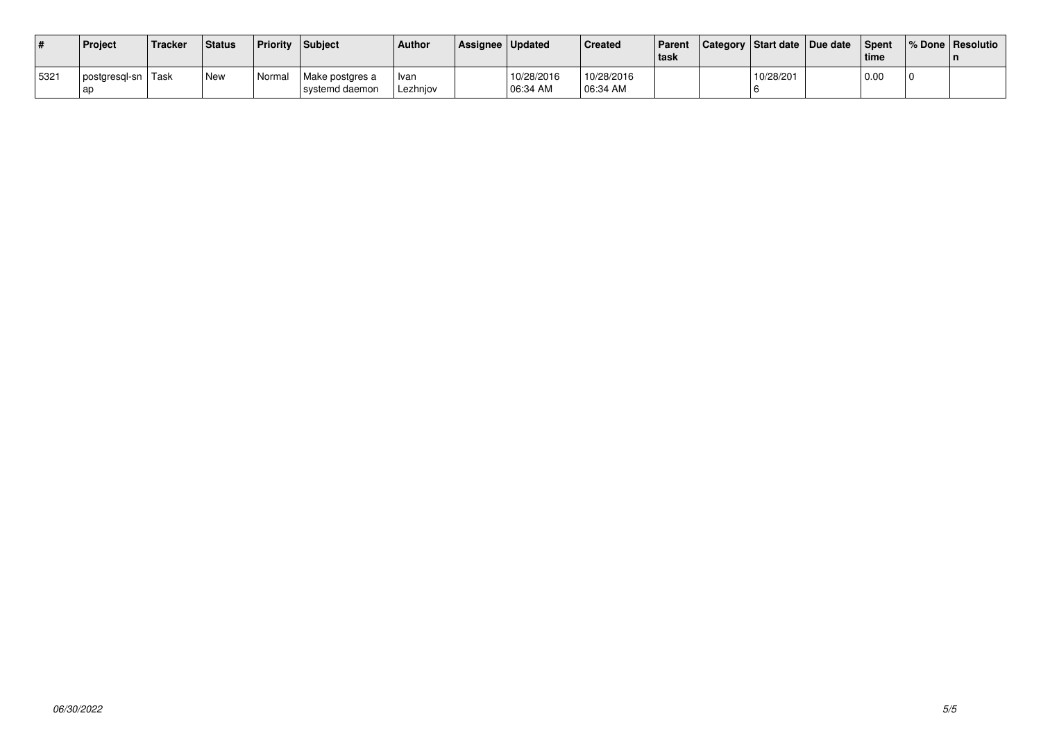| # | Project | Tracker | Status | Priority | Subject | Author | Assignee | Updated | Created | Parent task | Category | Start date | Due date | Spent time | % Done | Resolution |
|---|---|---|---|---|---|---|---|---|---|---|---|---|---|---|---|---|
| 5321 | postgresql-snap | Task | New | Normal | Make postgres a systemd daemon | Ivan Lezhnjov | | 10/28/2016 06:34 AM | 10/28/2016 06:34 AM | | | 10/28/2016 | | 0.00 | 0 | |

*06/30/2022*